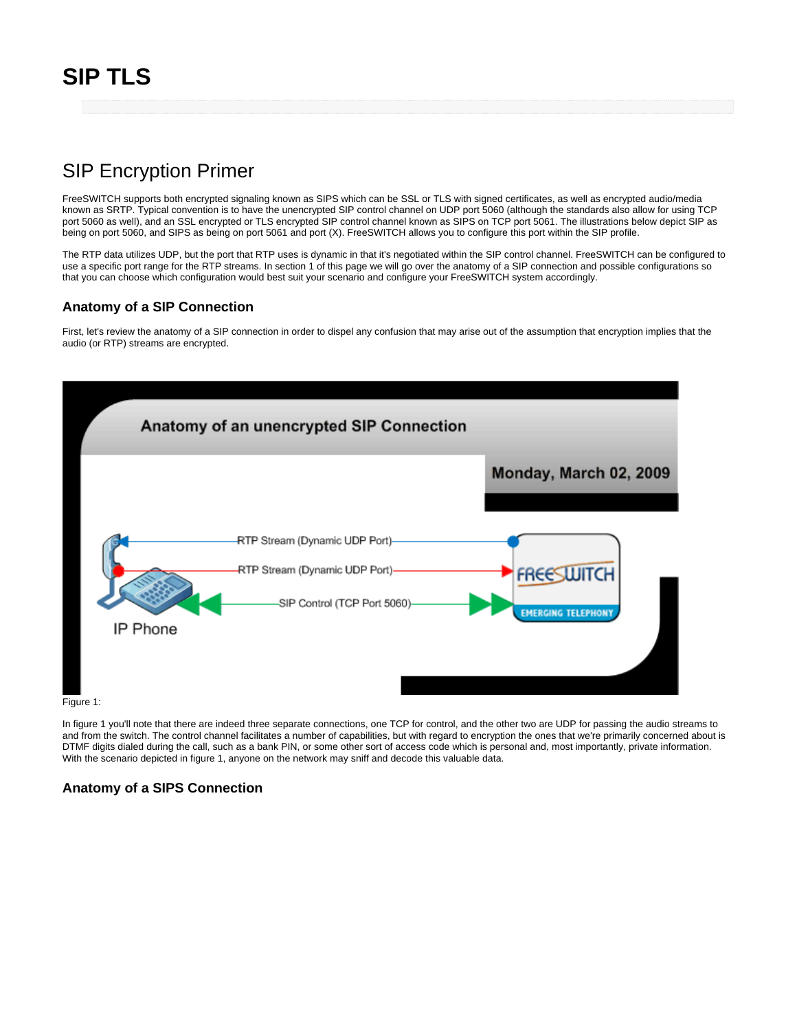# SIP TLS

## SIP Encryption Primer

FreeSWITCH supports both encrypted signaling known as SIPS which can be SSL or TLS with signed certificates, as well as encrypted audio/media known as SRTP. Typical convention is to have the unencrypted SIP control channel on UDP port 5060 (although the standards also allow for using TCP port 5060 as well), and an SSL encrypted or TLS encrypted SIP control channel known as SIPS on TCP port 5061. The illustrations below depict SIP as being on port 5060, and SIPS as being on port 5061 and port (X). FreeSWITCH allows you to configure this port within the SIP profile.

The RTP data utilizes UDP, but the port that RTP uses is dynamic in that it's negotiated within the SIP control channel. FreeSWITCH can be configured to use a specific port range for the RTP streams. In section 1 of this page we will go over the anatomy of a SIP connection and possible configurations so that you can choose which configuration would best suit your scenario and configure your FreeSWITCH system accordingly.

### Anatomy of a SIP Connection

First, let's review the anatomy of a SIP connection in order to dispel any confusion that may arise out of the assumption that encryption implies that the audio (or RTP) streams are encrypted.

Figure 1:

In figure 1 you'll note that there are indeed three separate connections, one TCP for control, and the other two are UDP for passing the audio streams to and from the switch. The control channel facilitates a number of capabilities, but with regard to encryption the ones that we're primarily concerned about is DTMF digits dialed during the call, such as a bank PIN, or some other sort of access code which is personal and, most importantly, private information. With the scenario depicted in figure 1, anyone on the network may sniff and decode this valuable data.

### Anatomy of a SIPS Connection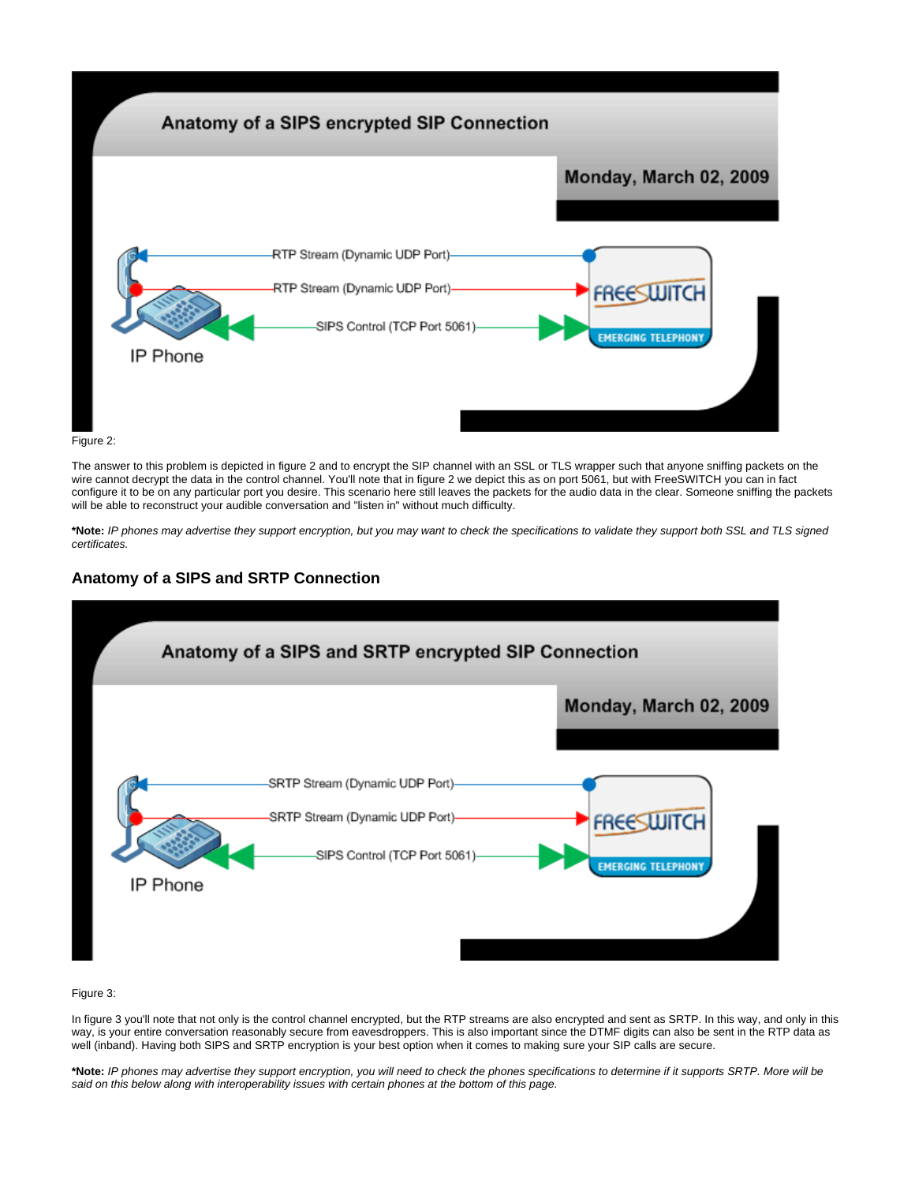Figure 2:

The answer to this problem is depicted in figure 2 and to encrypt the SIP channel with an SSL or TLS wrapper such that anyone sniffing packets on the wire cannot decrypt the data in the control channel. You'll note that in figure 2 we depict this as on port 5061, but with FreeSWITCH you can in fact configure it to be on any particular port you desire. This scenario here still leaves the packets for the audio data in the clear. Someone sniffing the packets will be able to reconstruct your audible conversation and "listen in" without much difficulty.

***Note:** *IP phones may advertise they support encryption, but you may want to check the specifications to validate they support both SSL and TLS signed certificates.*

### Anatomy of a SIPS and SRTP Connection

Figure 3:

In figure 3 you'll note that not only is the control channel encrypted, but the RTP streams are also encrypted and sent as SRTP. In this way, and only in this way, is your entire conversation reasonably secure from eavesdroppers. This is also important since the DTMF digits can also be sent in the RTP data as well (inband). Having both SIPS and SRTP encryption is your best option when it comes to making sure your SIP calls are secure.

***Note:** *IP phones may advertise they support encryption, you will need to check the phones specifications to determine if it supports SRTP. More will be said on this below along with interoperability issues with certain phones at the bottom of this page.*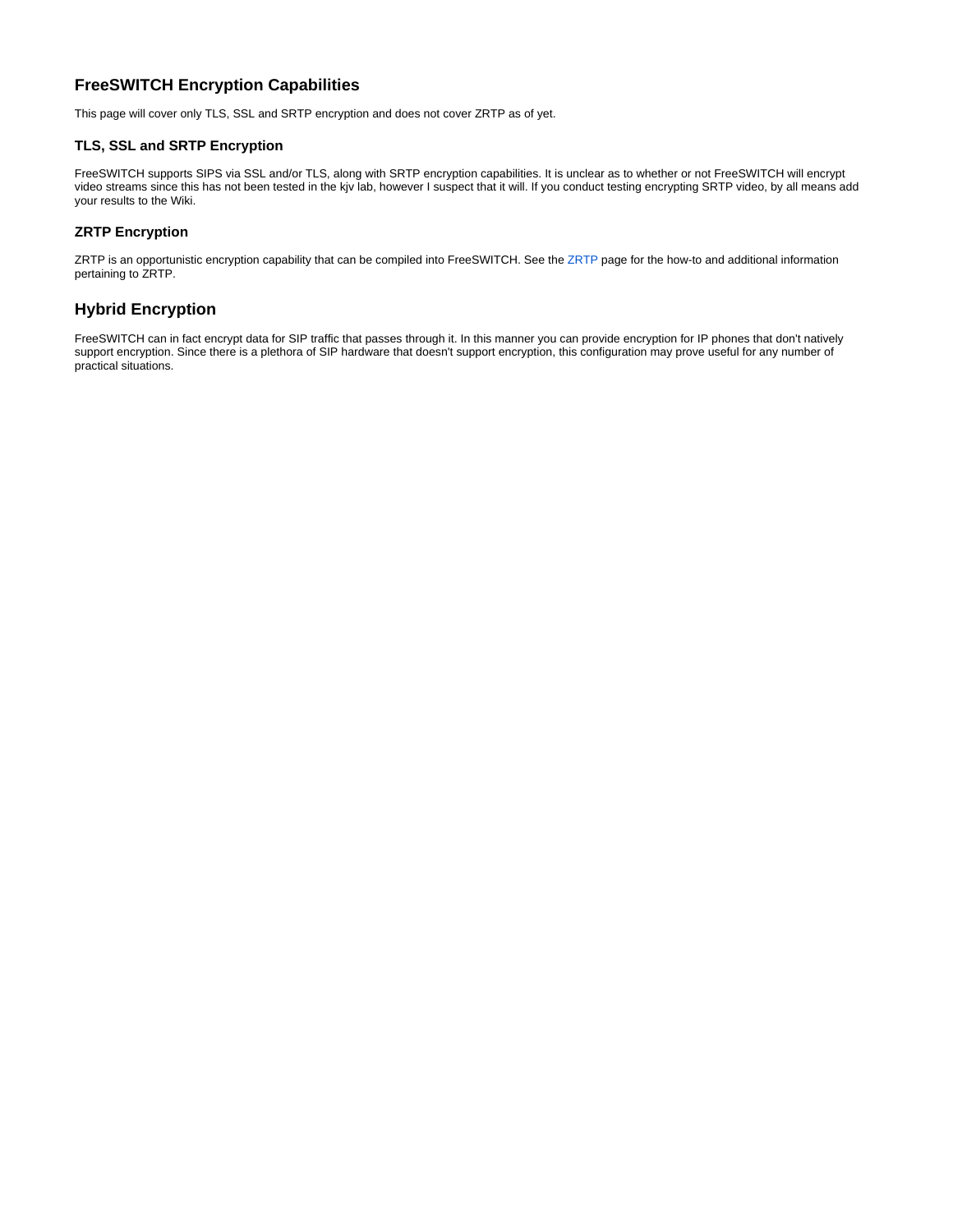## FreeSWITCH Encryption Capabilities

This page will cover only TLS, SSL and SRTP encryption and does not cover ZRTP as of yet.

### TLS, SSL and SRTP Encryption

FreeSWITCH supports SIPS via SSL and/or TLS, along with SRTP encryption capabilities. It is unclear as to whether or not FreeSWITCH will encrypt video streams since this has not been tested in the kjv lab, however I suspect that it will. If you conduct testing encrypting SRTP video, by all means add your results to the Wiki.

### ZRTP Encryption

ZRTP is an opportunistic encryption capability that can be compiled into FreeSWITCH. See the ZRTP page for the how-to and additional information pertaining to ZRTP.

## Hybrid Encryption

FreeSWITCH can in fact encrypt data for SIP traffic that passes through it. In this manner you can provide encryption for IP phones that don't natively support encryption. Since there is a plethora of SIP hardware that doesn't support encryption, this configuration may prove useful for any number of practical situations.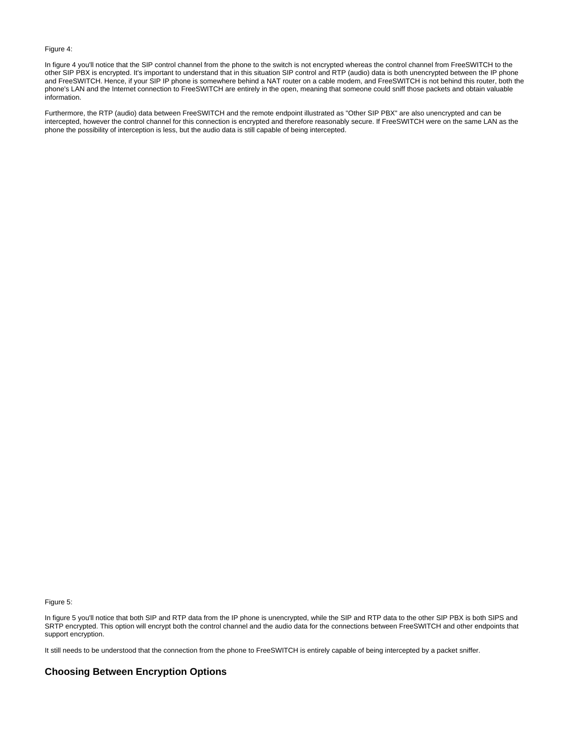Figure 4:

In figure 4 you'll notice that the SIP control channel from the phone to the switch is not encrypted whereas the control channel from FreeSWITCH to the other SIP PBX is encrypted. It's important to understand that in this situation SIP control and RTP (audio) data is both unencrypted between the IP phone and FreeSWITCH. Hence, if your SIP IP phone is somewhere behind a NAT router on a cable modem, and FreeSWITCH is not behind this router, both the phone's LAN and the Internet connection to FreeSWITCH are entirely in the open, meaning that someone could sniff those packets and obtain valuable information.

Furthermore, the RTP (audio) data between FreeSWITCH and the remote endpoint illustrated as "Other SIP PBX" are also unencrypted and can be intercepted, however the control channel for this connection is encrypted and therefore reasonably secure. If FreeSWITCH were on the same LAN as the phone the possibility of interception is less, but the audio data is still capable of being intercepted.

Figure 5:

In figure 5 you'll notice that both SIP and RTP data from the IP phone is unencrypted, while the SIP and RTP data to the other SIP PBX is both SIPS and SRTP encrypted. This option will encrypt both the control channel and the audio data for the connections between FreeSWITCH and other endpoints that support encryption.

It still needs to be understood that the connection from the phone to FreeSWITCH is entirely capable of being intercepted by a packet sniffer.

## Choosing Between Encryption Options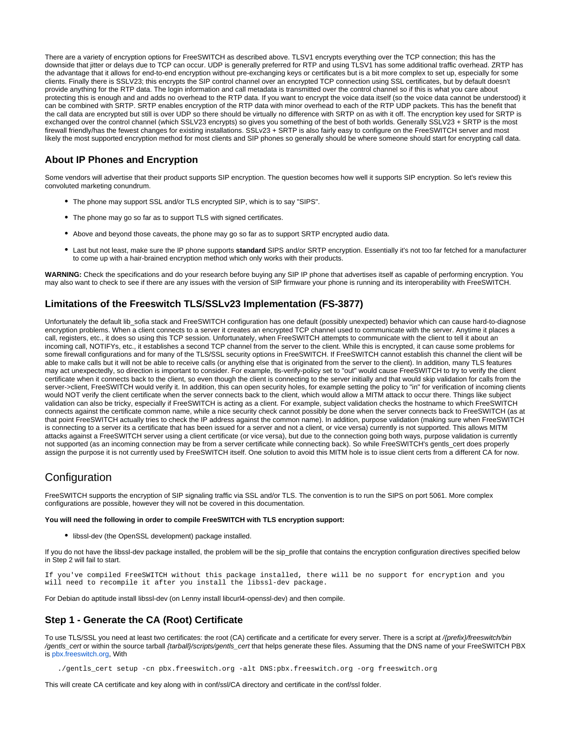There are a variety of encryption options for FreeSWITCH as described above. TLSV1 encrypts everything over the TCP connection; this has the downside that jitter or delays due to TCP can occur. UDP is generally preferred for RTP and using TLSV1 has some additional traffic overhead. ZRTP has the advantage that it allows for end-to-end encryption without pre-exchanging keys or certificates but is a bit more complex to set up, especially for some clients. Finally there is SSLV23; this encrypts the SIP control channel over an encrypted TCP connection using SSL certificates, but by default doesn't provide anything for the RTP data. The login information and call metadata is transmitted over the control channel so if this is what you care about protecting this is enough and adds no overhead to the RTP data. If you want to encrypt the voice data itself (so the voice data cannot be understood) it can be combined with SRTP. SRTP enables encryption of the RTP data with minor overhead to each of the RTP UDP packets. This has the benefit that the call data are encrypted but still is over UDP so there should be virtually no difference with SRTP on as with it off. The encryption key used for SRTP is exchanged over the control channel (which SSLV23 encrypts) so gives you something of the best of both worlds. Generally SSLV23 + SRTP is the most firewall friendly/has the fewest changes for existing installations. SSLv23 + SRTP is also fairly easy to configure on the FreeSWITCH server and most likely the most supported encryption method for most clients and SIP phones so generally should be where someone should start for encrypting call data.

### About IP Phones and Encryption

Some vendors will advertise that their product supports SIP encryption. The question becomes how well it supports SIP encryption. So let's review this convoluted marketing conundrum.

- The phone may support SSL and/or TLS encrypted SIP, which is to say "SIPS".
- The phone may go so far as to support TLS with signed certificates.
- Above and beyond those caveats, the phone may go so far as to support SRTP encrypted audio data.
- Last but not least, make sure the IP phone supports **standard** SIPS and/or SRTP encryption. Essentially it's not too far fetched for a manufacturer to come up with a hair-brained encryption method which only works with their products.

**WARNING:** Check the specifications and do your research before buying any SIP IP phone that advertises itself as capable of performing encryption. You may also want to check to see if there are any issues with the version of SIP firmware your phone is running and its interoperability with FreeSWITCH.

### Limitations of the Freeswitch TLS/SSLv23 Implementation (FS-3877)

Unfortunately the default lib_sofia stack and FreeSWITCH configuration has one default (possibly unexpected) behavior which can cause hard-to-diagnose encryption problems. When a client connects to a server it creates an encrypted TCP channel used to communicate with the server. Anytime it places a call, registers, etc., it does so using this TCP session. Unfortunately, when FreeSWITCH attempts to communicate with the client to tell it about an incoming call, NOTIFYs, etc., it establishes a second TCP channel from the server to the client. While this is encrypted, it can cause some problems for some firewall configurations and for many of the TLS/SSL security options in FreeSWITCH. If FreeSWITCH cannot establish this channel the client will be able to make calls but it will not be able to receive calls (or anything else that is originated from the server to the client). In addition, many TLS features may act unexpectedly, so direction is important to consider. For example, tls-verify-policy set to "out" would cause FreeSWITCH to try to verify the client certificate when it connects back to the client, so even though the client is connecting to the server initially and that would skip validation for calls from the server->client, FreeSWITCH would verify it. In addition, this can open security holes, for example setting the policy to "in" for verification of incoming clients would NOT verify the client certificate when the server connects back to the client, which would allow a MITM attack to occur there. Things like subject validation can also be tricky, especially if FreeSWITCH is acting as a client. For example, subject validation checks the hostname to which FreeSWITCH connects against the certificate common name, while a nice security check cannot possibly be done when the server connects back to FreeSWITCH (as at that point FreeSWITCH actually tries to check the IP address against the common name). In addition, purpose validation (making sure when FreeSWITCH is connecting to a server its a certificate that has been issued for a server and not a client, or vice versa) currently is not supported. This allows MITM attacks against a FreeSWITCH server using a client certificate (or vice versa), but due to the connection going both ways, purpose validation is currently not supported (as an incoming connection may be from a server certificate while connecting back). So while FreeSWITCH's gentls_cert does properly assign the purpose it is not currently used by FreeSWITCH itself. One solution to avoid this MITM hole is to issue client certs from a different CA for now.

## Configuration

FreeSWITCH supports the encryption of SIP signaling traffic via SSL and/or TLS. The convention is to run the SIPS on port 5061. More complex configurations are possible, however they will not be covered in this documentation.

**You will need the following in order to compile FreeSWITCH with TLS encryption support:**

- libssl-dev (the OpenSSL development) package installed.

If you do not have the libssl-dev package installed, the problem will be the sip_profile that contains the encryption configuration directives specified below in Step 2 will fail to start.

```
If you've compiled FreeSWITCH without this package installed, there will be no support for encryption and you
will need to recompile it after you install the libssl-dev package.
```

For Debian do aptitude install libssl-dev (on Lenny install libcurl4-openssl-dev) and then compile.

### Step 1 - Generate the CA (Root) Certificate

To use TLS/SSL you need at least two certificates: the root (CA) certificate and a certificate for every server. There is a script at */{prefix}/freeswitch/bin/gentls_cert* or within the source tarball *{tarball}/scripts/gentls_cert* that helps generate these files. Assuming that the DNS name of your FreeSWITCH PBX is pbx.freeswitch.org, With

```
./gentls_cert setup -cn pbx.freeswitch.org -alt DNS:pbx.freeswitch.org -org freeswitch.org
```

This will create CA certificate and key along with in conf/ssl/CA directory and certificate in the conf/ssl folder.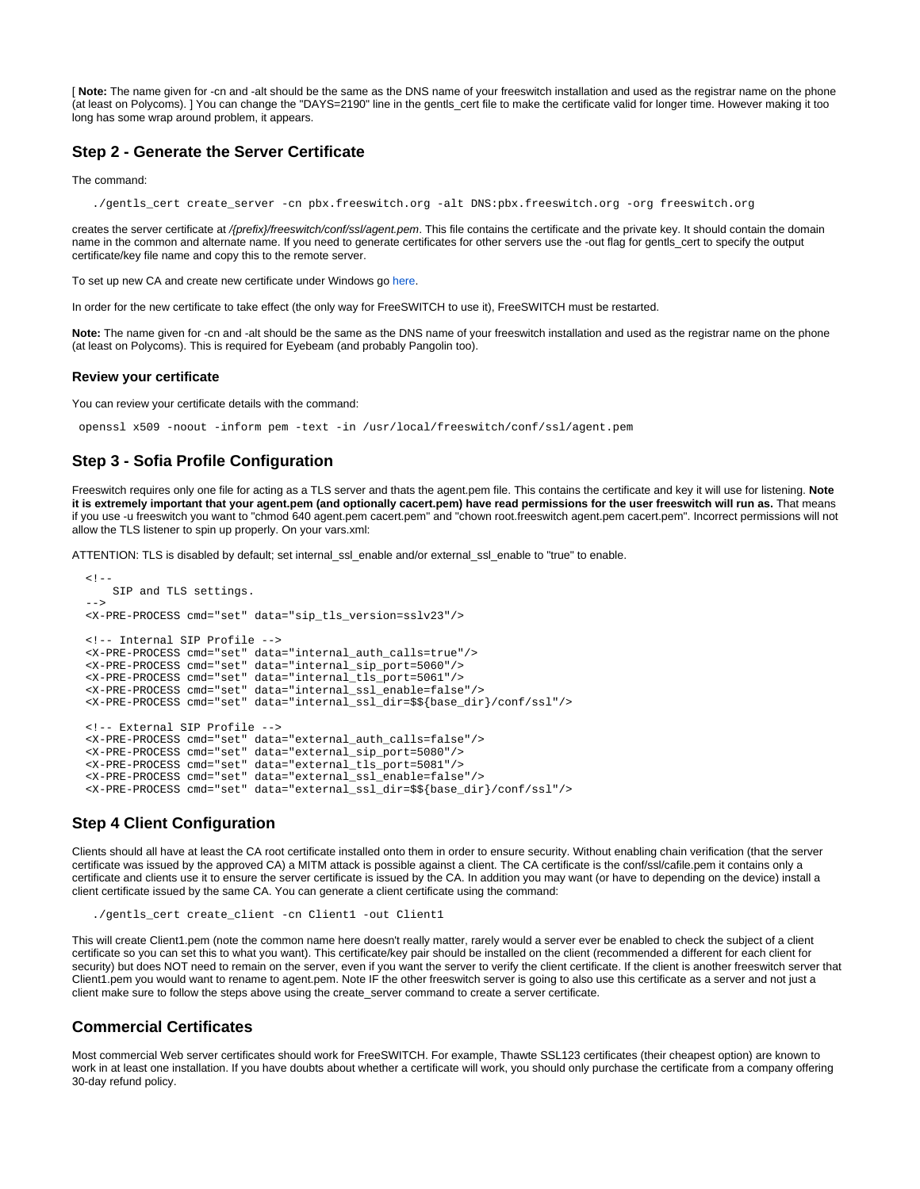[ **Note:** The name given for -cn and -alt should be the same as the DNS name of your freeswitch installation and used as the registrar name on the phone (at least on Polycoms). ] You can change the "DAYS=2190" line in the gentls_cert file to make the certificate valid for longer time. However making it too long has some wrap around problem, it appears.

## Step 2 - Generate the Server Certificate

The command:

```
./gentls_cert create_server -cn pbx.freeswitch.org -alt DNS:pbx.freeswitch.org -org freeswitch.org
```

creates the server certificate at */{prefix}/freeswitch/conf/ssl/agent.pem*. This file contains the certificate and the private key. It should contain the domain name in the common and alternate name. If you need to generate certificates for other servers use the -out flag for gentls_cert to specify the output certificate/key file name and copy this to the remote server.

To set up new CA and create new certificate under Windows go here.

In order for the new certificate to take effect (the only way for FreeSWITCH to use it), FreeSWITCH must be restarted.

**Note:** The name given for -cn and -alt should be the same as the DNS name of your freeswitch installation and used as the registrar name on the phone (at least on Polycoms). This is required for Eyebeam (and probably Pangolin too).

### Review your certificate

You can review your certificate details with the command:

```
openssl x509 -noout -inform pem -text -in /usr/local/freeswitch/conf/ssl/agent.pem
```

## Step 3 - Sofia Profile Configuration

Freeswitch requires only one file for acting as a TLS server and thats the agent.pem file. This contains the certificate and key it will use for listening. **Note it is extremely important that your agent.pem (and optionally cacert.pem) have read permissions for the user freeswitch will run as.** That means if you use -u freeswitch you want to "chmod 640 agent.pem cacert.pem" and "chown root.freeswitch agent.pem cacert.pem". Incorrect permissions will not allow the TLS listener to spin up properly. On your vars.xml:

ATTENTION: TLS is disabled by default; set internal_ssl_enable and/or external_ssl_enable to "true" to enable.

```
<!--
    SIP and TLS settings.
-->
<X-PRE-PROCESS cmd="set" data="sip_tls_version=sslv23"/>

<!-- Internal SIP Profile -->
<X-PRE-PROCESS cmd="set" data="internal_auth_calls=true"/>
<X-PRE-PROCESS cmd="set" data="internal_sip_port=5060"/>
<X-PRE-PROCESS cmd="set" data="internal_tls_port=5061"/>
<X-PRE-PROCESS cmd="set" data="internal_ssl_enable=false"/>
<X-PRE-PROCESS cmd="set" data="internal_ssl_dir=$${base_dir}/conf/ssl"/>

<!-- External SIP Profile -->
<X-PRE-PROCESS cmd="set" data="external_auth_calls=false"/>
<X-PRE-PROCESS cmd="set" data="external_sip_port=5080"/>
<X-PRE-PROCESS cmd="set" data="external_tls_port=5081"/>
<X-PRE-PROCESS cmd="set" data="external_ssl_enable=false"/>
<X-PRE-PROCESS cmd="set" data="external_ssl_dir=$${base_dir}/conf/ssl"/>
```

## Step 4 Client Configuration

Clients should all have at least the CA root certificate installed onto them in order to ensure security. Without enabling chain verification (that the server certificate was issued by the approved CA) a MITM attack is possible against a client. The CA certificate is the conf/ssl/cafile.pem it contains only a certificate and clients use it to ensure the server certificate is issued by the CA. In addition you may want (or have to depending on the device) install a client certificate issued by the same CA. You can generate a client certificate using the command:

```
./gentls_cert create_client -cn Client1 -out Client1
```

This will create Client1.pem (note the common name here doesn't really matter, rarely would a server ever be enabled to check the subject of a client certificate so you can set this to what you want). This certificate/key pair should be installed on the client (recommended a different for each client for security) but does NOT need to remain on the server, even if you want the server to verify the client certificate. If the client is another freeswitch server that Client1.pem you would want to rename to agent.pem. Note IF the other freeswitch server is going to also use this certificate as a server and not just a client make sure to follow the steps above using the create_server command to create a server certificate.

## Commercial Certificates

Most commercial Web server certificates should work for FreeSWITCH. For example, Thawte SSL123 certificates (their cheapest option) are known to work in at least one installation. If you have doubts about whether a certificate will work, you should only purchase the certificate from a company offering 30-day refund policy.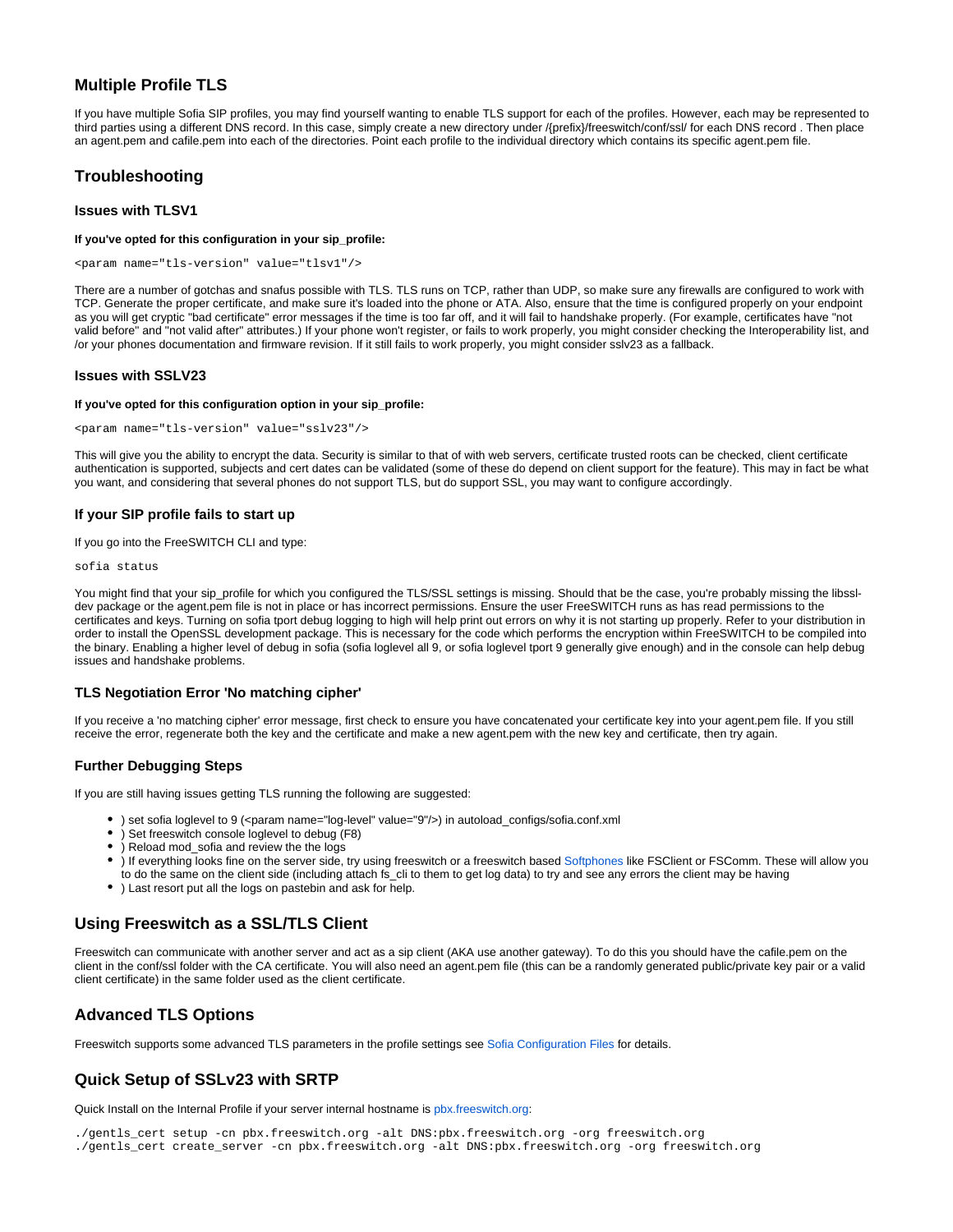## Multiple Profile TLS

If you have multiple Sofia SIP profiles, you may find yourself wanting to enable TLS support for each of the profiles. However, each may be represented to third parties using a different DNS record. In this case, simply create a new directory under /{prefix}/freeswitch/conf/ssl/ for each DNS record . Then place an agent.pem and cafile.pem into each of the directories. Point each profile to the individual directory which contains its specific agent.pem file.

## Troubleshooting

### Issues with TLSV1

#### If you've opted for this configuration in your sip_profile:

```
<param name="tls-version" value="tlsv1"/>
```

There are a number of gotchas and snafus possible with TLS. TLS runs on TCP, rather than UDP, so make sure any firewalls are configured to work with TCP. Generate the proper certificate, and make sure it's loaded into the phone or ATA. Also, ensure that the time is configured properly on your endpoint as you will get cryptic "bad certificate" error messages if the time is too far off, and it will fail to handshake properly. (For example, certificates have "not valid before" and "not valid after" attributes.) If your phone won't register, or fails to work properly, you might consider checking the Interoperability list, and /or your phones documentation and firmware revision. If it still fails to work properly, you might consider sslv23 as a fallback.

### Issues with SSLV23

#### If you've opted for this configuration option in your sip_profile:

```
<param name="tls-version" value="sslv23"/>
```

This will give you the ability to encrypt the data. Security is similar to that of with web servers, certificate trusted roots can be checked, client certificate authentication is supported, subjects and cert dates can be validated (some of these do depend on client support for the feature). This may in fact be what you want, and considering that several phones do not support TLS, but do support SSL, you may want to configure accordingly.

### If your SIP profile fails to start up

If you go into the FreeSWITCH CLI and type:

```
sofia status
```

You might find that your sip_profile for which you configured the TLS/SSL settings is missing. Should that be the case, you're probably missing the libssl-dev package or the agent.pem file is not in place or has incorrect permissions. Ensure the user FreeSWITCH runs as has read permissions to the certificates and keys. Turning on sofia tport debug logging to high will help print out errors on why it is not starting up properly. Refer to your distribution in order to install the OpenSSL development package. This is necessary for the code which performs the encryption within FreeSWITCH to be compiled into the binary. Enabling a higher level of debug in sofia (sofia loglevel all 9, or sofia loglevel tport 9 generally give enough) and in the console can help debug issues and handshake problems.

### TLS Negotiation Error 'No matching cipher'

If you receive a 'no matching cipher' error message, first check to ensure you have concatenated your certificate key into your agent.pem file. If you still receive the error, regenerate both the key and the certificate and make a new agent.pem with the new key and certificate, then try again.

### Further Debugging Steps

If you are still having issues getting TLS running the following are suggested:

- ) set sofia loglevel to 9 (<param name="log-level" value="9"/>) in autoload_configs/sofia.conf.xml
- ) Set freeswitch console loglevel to debug (F8)
- ) Reload mod_sofia and review the the logs
- ) If everything looks fine on the server side, try using freeswitch or a freeswitch based Softphones like FSClient or FSComm. These will allow you to do the same on the client side (including attach fs_cli to them to get log data) to try and see any errors the client may be having
- ) Last resort put all the logs on pastebin and ask for help.

## Using Freeswitch as a SSL/TLS Client

Freeswitch can communicate with another server and act as a sip client (AKA use another gateway). To do this you should have the cafile.pem on the client in the conf/ssl folder with the CA certificate. You will also need an agent.pem file (this can be a randomly generated public/private key pair or a valid client certificate) in the same folder used as the client certificate.

## Advanced TLS Options

Freeswitch supports some advanced TLS parameters in the profile settings see Sofia Configuration Files for details.

## Quick Setup of SSLv23 with SRTP

Quick Install on the Internal Profile if your server internal hostname is pbx.freeswitch.org:

```
./gentls_cert setup -cn pbx.freeswitch.org -alt DNS:pbx.freeswitch.org -org freeswitch.org
./gentls_cert create_server -cn pbx.freeswitch.org -alt DNS:pbx.freeswitch.org -org freeswitch.org
```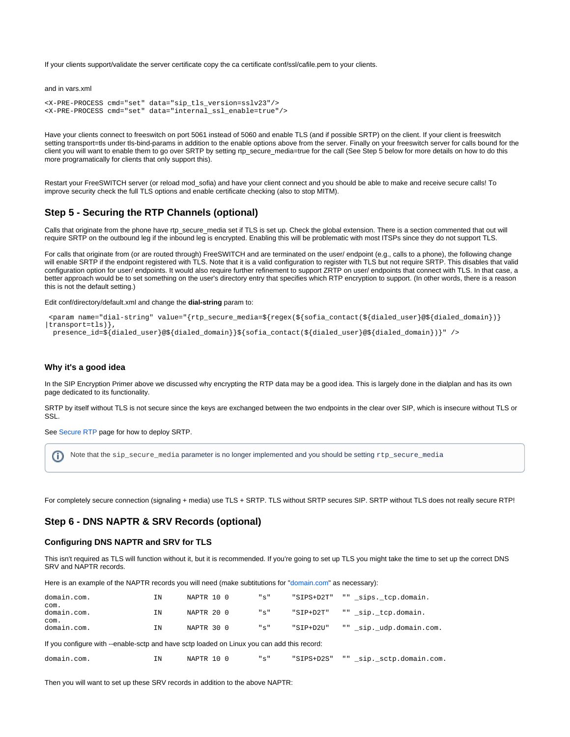If your clients support/validate the server certificate copy the ca certificate conf/ssl/cafile.pem to your clients.

and in vars.xml

```
<X-PRE-PROCESS cmd="set" data="sip_tls_version=sslv23"/>
<X-PRE-PROCESS cmd="set" data="internal_ssl_enable=true"/>
```

Have your clients connect to freeswitch on port 5061 instead of 5060 and enable TLS (and if possible SRTP) on the client. If your client is freeswitch setting transport=tls under tls-bind-params in addition to the enable options above from the server. Finally on your freeswitch server for calls bound for the client you will want to enable them to go over SRTP by setting rtp_secure_media=true for the call (See Step 5 below for more details on how to do this more programatically for clients that only support this).

Restart your FreeSWITCH server (or reload mod_sofia) and have your client connect and you should be able to make and receive secure calls! To improve security check the full TLS options and enable certificate checking (also to stop MITM).

## Step 5 - Securing the RTP Channels (optional)

Calls that originate from the phone have rtp_secure_media set if TLS is set up. Check the global extension. There is a section commented that out will require SRTP on the outbound leg if the inbound leg is encrypted. Enabling this will be problematic with most ITSPs since they do not support TLS.

For calls that originate from (or are routed through) FreeSWITCH and are terminated on the user/ endpoint (e.g., calls to a phone), the following change will enable SRTP if the endpoint registered with TLS. Note that it is a valid configuration to register with TLS but not require SRTP. This disables that valid configuration option for user/ endpoints. It would also require further refinement to support ZRTP on user/ endpoints that connect with TLS. In that case, a better approach would be to set something on the user's directory entry that specifies which RTP encryption to support. (In other words, there is a reason this is not the default setting.)

Edit conf/directory/default.xml and change the **dial-string** param to:

```
 <param name="dial-string" value="{rtp_secure_media=${regex(${sofia_contact(${dialed_user}@${dialed_domain})}
|transport=tls)},
  presence_id=${dialed_user}@${dialed_domain}}${sofia_contact(${dialed_user}@${dialed_domain})}" />
```

### Why it's a good idea

In the SIP Encryption Primer above we discussed why encrypting the RTP data may be a good idea. This is largely done in the dialplan and has its own page dedicated to its functionality.

SRTP by itself without TLS is not secure since the keys are exchanged between the two endpoints in the clear over SIP, which is insecure without TLS or SSL.

See Secure RTP page for how to deploy SRTP.

> Note that the `sip_secure_media` parameter is no longer implemented and you should be setting `rtp_secure_media`

For completely secure connection (signaling + media) use TLS + SRTP. TLS without SRTP secures SIP. SRTP without TLS does not really secure RTP!

## Step 6 - DNS NAPTR & SRV Records (optional)

### Configuring DNS NAPTR and SRV for TLS

This isn't required as TLS will function without it, but it is recommended. If you're going to set up TLS you might take the time to set up the correct DNS SRV and NAPTR records.

Here is an example of the NAPTR records you will need (make subtitutions for "domain.com" as necessary):

```
domain.com.          IN     NAPTR 10 0      "s"     "SIPS+D2T"   "" _sips._tcp.domain.com.
domain.com.          IN     NAPTR 20 0      "s"     "SIP+D2T"    "" _sip._tcp.domain.com.
domain.com.          IN     NAPTR 30 0      "s"     "SIP+D2U"    "" _sip._udp.domain.com.
```

If you configure with --enable-sctp and have sctp loaded on Linux you can add this record:

```
domain.com.          IN     NAPTR 10 0      "s"     "SIPS+D2S"   "" _sip._sctp.domain.com.
```

Then you will want to set up these SRV records in addition to the above NAPTR: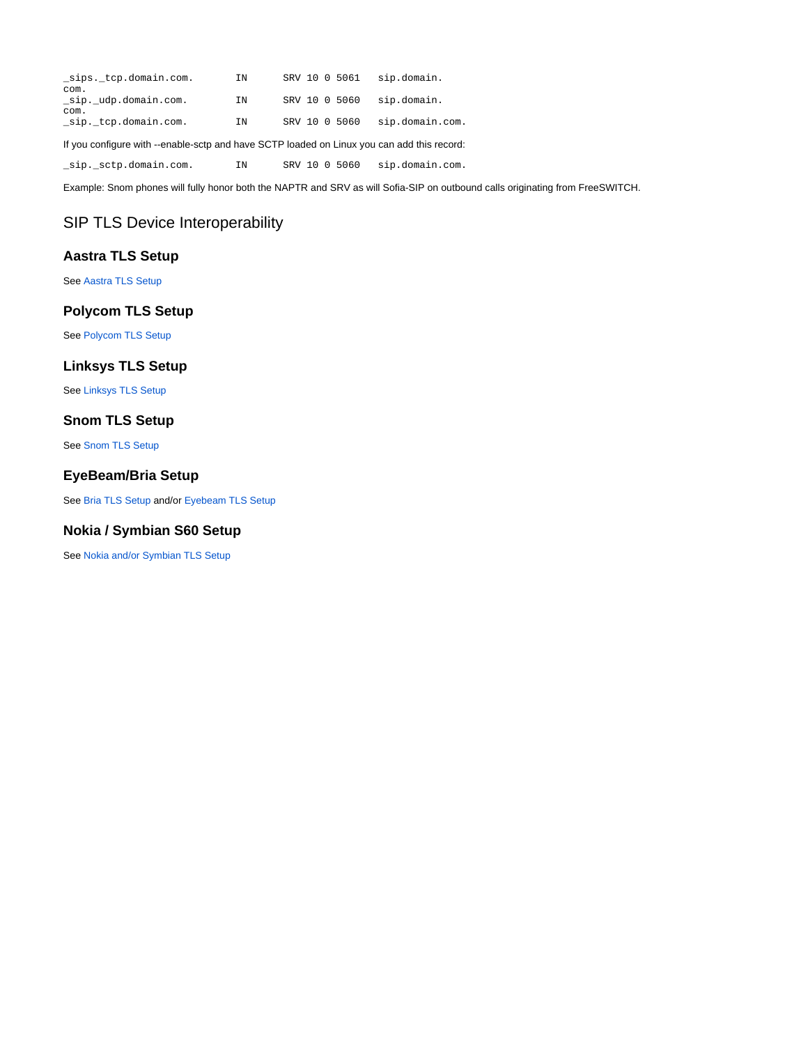```
_sips._tcp.domain.com.       IN      SRV 10 0 5061   sip.domain.
com.
_sip._udp.domain.com.        IN      SRV 10 0 5060   sip.domain.
com.
_sip._tcp.domain.com.        IN      SRV 10 0 5060   sip.domain.com.
```

If you configure with --enable-sctp and have SCTP loaded on Linux you can add this record:

```
_sip._sctp.domain.com.       IN      SRV 10 0 5060   sip.domain.com.
```

Example: Snom phones will fully honor both the NAPTR and SRV as will Sofia-SIP on outbound calls originating from FreeSWITCH.

## SIP TLS Device Interoperability

### Aastra TLS Setup

See Aastra TLS Setup

### Polycom TLS Setup

See Polycom TLS Setup

### Linksys TLS Setup

See Linksys TLS Setup

### Snom TLS Setup

See Snom TLS Setup

### EyeBeam/Bria Setup

See Bria TLS Setup and/or Eyebeam TLS Setup

### Nokia / Symbian S60 Setup

See Nokia and/or Symbian TLS Setup